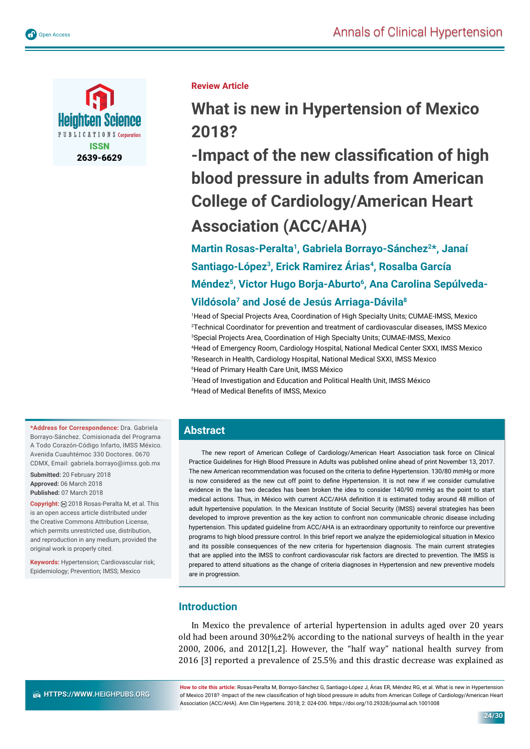Review Article

# What is new in Hypertension of Mexico 2018? -Impact of the new classification of high blood pressure in adults from American College of Cardiology/American Heart Association (ACC/AHA)

**Martin Rosas-Peralta[1], Gabriela Borrayo-Sánchez[2]*, Janaí Santiago-López[3], Erick Ramirez Árias[4], Rosalba García Méndez[5], Victor Hugo Borja-Aburto[6], Ana Carolina Sepúlveda-Vildósola[7] and José de Jesús Arriaga-Dávila[8]**

[1]Head of Special Projects Area, Coordination of High Specialty Units; CUMAE-IMSS, Mexico
[2]Technical Coordinator for prevention and treatment of cardiovascular diseases, IMSS Mexico
[3]Special Projects Area, Coordination of High Specialty Units; CUMAE-IMSS, Mexico
[4]Head of Emergency Room, Cardiology Hospital, National Medical Center SXXI, IMSS Mexico
[5]Research in Health, Cardiology Hospital, National Medical SXXI, IMSS Mexico
[6]Head of Primary Health Care Unit, IMSS México
[7]Head of Investigation and Education and Political Health Unit, IMSS México
[8]Head of Medical Benefits of IMSS, Mexico

**\*Address for Correspondence:** Dra. Gabriela Borrayo-Sánchez. Comisionada del Programa A Todo Corazón-Código Infarto, IMSS México. Avenida Cuauhtémoc 330 Doctores. 0670 CDMX, Email: gabriela.borrayo@imss.gob.mx

**Submitted:** 20 February 2018
**Approved:** 06 March 2018
**Published:** 07 March 2018

**Copyright:** © 2018 Rosas-Peralta M, et al. This is an open access article distributed under the Creative Commons Attribution License, which permits unrestricted use, distribution, and reproduction in any medium, provided the original work is properly cited.

**Keywords:** Hypertension; Cardiovascular risk; Epidemiology; Prevention; IMSS; Mexico

## Abstract

The new report of American College of Cardiology/American Heart Association task force on Clinical Practice Guidelines for High Blood Pressure in Adults was published online ahead of print November 13, 2017. The new American recommendation was focused on the criteria to define Hypertension. 130/80 mmHg or more is now considered as the new cut off point to define Hypertension. It is not new if we consider cumulative evidence in the las two decades has been broken the idea to consider 140/90 mmHg as the point to start medical actions. Thus, in México with current ACC/AHA definition it is estimated today around 48 million of adult hypertensive population. In the Mexican Institute of Social Security (IMSS) several strategies has been developed to improve prevention as the key action to confront non communicable chronic disease including hypertension. This updated guideline from ACC/AHA is an extraordinary opportunity to reinforce our preventive programs to high blood pressure control. In this brief report we analyze the epidemiological situation in Mexico and its possible consequences of the new criteria for hypertension diagnosis. The main current strategies that are applied into the IMSS to confront cardiovascular risk factors are directed to prevention. The IMSS is prepared to attend situations as the change of criteria diagnoses in Hypertension and new preventive models are in progression.

## Introduction

In Mexico the prevalence of arterial hypertension in adults aged over 20 years old had been around 30%±2% according to the national surveys of health in the year 2000, 2006, and 2012[1,2]. However, the "half way" national health survey from 2016 [3] reported a prevalence of 25.5% and this drastic decrease was explained as

**How to cite this article:** Rosas-Peralta M, Borrayo-Sánchez G, Santiago-López J, Árias ER, Méndez RG, et al. What is new in Hypertension of Mexico 2018? -Impact of the new classification of high blood pressure in adults from American College of Cardiology/American Heart Association (ACC/AHA). Ann Clin Hypertens. 2018; 2: 024-030. https://doi.org/10.29328/journal.ach.1001008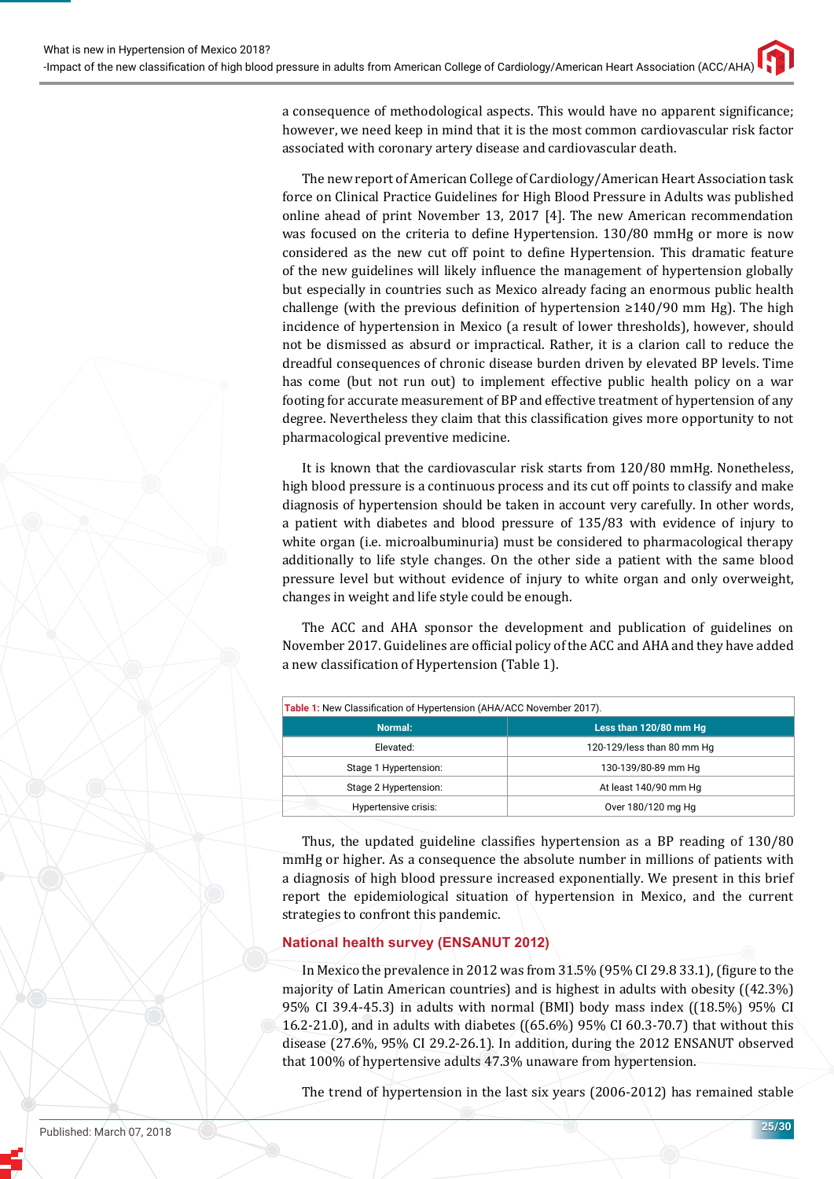a consequence of methodological aspects. This would have no apparent significance; however, we need keep in mind that it is the most common cardiovascular risk factor associated with coronary artery disease and cardiovascular death.

The new report of American College of Cardiology/American Heart Association task force on Clinical Practice Guidelines for High Blood Pressure in Adults was published online ahead of print November 13, 2017 [4]. The new American recommendation was focused on the criteria to define Hypertension. 130/80 mmHg or more is now considered as the new cut off point to define Hypertension. This dramatic feature of the new guidelines will likely influence the management of hypertension globally but especially in countries such as Mexico already facing an enormous public health challenge (with the previous definition of hypertension ≥140/90 mm Hg). The high incidence of hypertension in Mexico (a result of lower thresholds), however, should not be dismissed as absurd or impractical. Rather, it is a clarion call to reduce the dreadful consequences of chronic disease burden driven by elevated BP levels. Time has come (but not run out) to implement effective public health policy on a war footing for accurate measurement of BP and effective treatment of hypertension of any degree. Nevertheless they claim that this classification gives more opportunity to not pharmacological preventive medicine.

It is known that the cardiovascular risk starts from 120/80 mmHg. Nonetheless, high blood pressure is a continuous process and its cut off points to classify and make diagnosis of hypertension should be taken in account very carefully. In other words, a patient with diabetes and blood pressure of 135/83 with evidence of injury to white organ (i.e. microalbuminuria) must be considered to pharmacological therapy additionally to life style changes. On the other side a patient with the same blood pressure level but without evidence of injury to white organ and only overweight, changes in weight and life style could be enough.

The ACC and AHA sponsor the development and publication of guidelines on November 2017. Guidelines are official policy of the ACC and AHA and they have added a new classification of Hypertension (Table 1).

**Table 1:** New Classification of Hypertension (AHA/ACC November 2017).

| Normal: | Less than 120/80 mm Hg |
|---|---|
| Elevated: | 120-129/less than 80 mm Hg |
| Stage 1 Hypertension: | 130-139/80-89 mm Hg |
| Stage 2 Hypertension: | At least 140/90 mm Hg |
| Hypertensive crisis: | Over 180/120 mg Hg |

Thus, the updated guideline classifies hypertension as a BP reading of 130/80 mmHg or higher. As a consequence the absolute number in millions of patients with a diagnosis of high blood pressure increased exponentially. We present in this brief report the epidemiological situation of hypertension in Mexico, and the current strategies to confront this pandemic.

## National health survey (ENSANUT 2012)

In Mexico the prevalence in 2012 was from 31.5% (95% CI 29.8 33.1), (figure to the majority of Latin American countries) and is highest in adults with obesity ((42.3%) 95% CI 39.4-45.3) in adults with normal (BMI) body mass index ((18.5%) 95% CI 16.2-21.0), and in adults with diabetes ((65.6%) 95% CI 60.3-70.7) that without this disease (27.6%, 95% CI 29.2-26.1). In addition, during the 2012 ENSANUT observed that 100% of hypertensive adults 47.3% unaware from hypertension.

The trend of hypertension in the last six years (2006-2012) has remained stable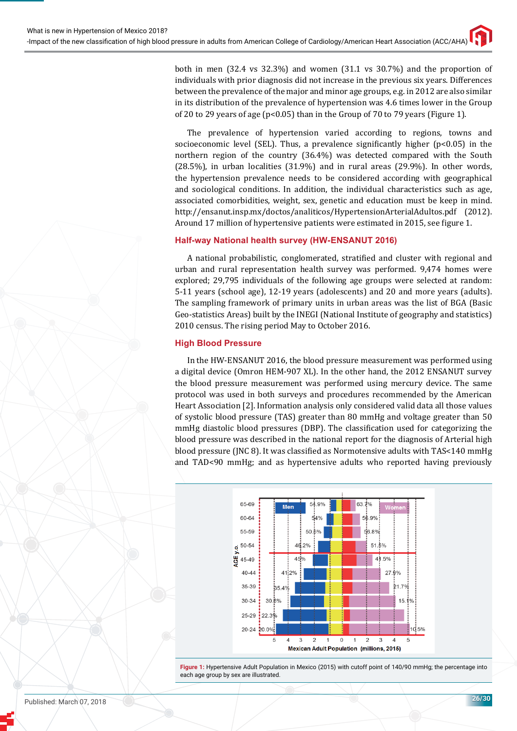both in men (32.4 vs 32.3%) and women (31.1 vs 30.7%) and the proportion of individuals with prior diagnosis did not increase in the previous six years. Differences between the prevalence of the major and minor age groups, e.g. in 2012 are also similar in its distribution of the prevalence of hypertension was 4.6 times lower in the Group of 20 to 29 years of age ($p<0.05$) than in the Group of 70 to 79 years (Figure 1).

The prevalence of hypertension varied according to regions, towns and socioeconomic level (SEL). Thus, a prevalence significantly higher ($p<0.05$) in the northern region of the country (36.4%) was detected compared with the South (28.5%), in urban localities (31.9%) and in rural areas (29.9%). In other words, the hypertension prevalence needs to be considered according with geographical and sociological conditions. In addition, the individual characteristics such as age, associated comorbidities, weight, sex, genetic and education must be keep in mind. http://ensanut.insp.mx/doctos/analiticos/HypertensionArterialAdultos.pdf (2012). Around 17 million of hypertensive patients were estimated in 2015, see figure 1.

## Half-way National health survey (HW-ENSANUT 2016)

A national probabilistic, conglomerated, stratified and cluster with regional and urban and rural representation health survey was performed. 9,474 homes were explored; 29,795 individuals of the following age groups were selected at random: 5-11 years (school age), 12-19 years (adolescents) and 20 and more years (adults). The sampling framework of primary units in urban areas was the list of BGA (Basic Geo-statistics Areas) built by the INEGI (National Institute of geography and statistics) 2010 census. The rising period May to October 2016.

## High Blood Pressure

In the HW-ENSANUT 2016, the blood pressure measurement was performed using a digital device (Omron HEM-907 XL). In the other hand, the 2012 ENSANUT survey the blood pressure measurement was performed using mercury device. The same protocol was used in both surveys and procedures recommended by the American Heart Association [2]. Information analysis only considered valid data all those values of systolic blood pressure (TAS) greater than 80 mmHg and voltage greater than 50 mmHg diastolic blood pressures (DBP). The classification used for categorizing the blood pressure was described in the national report for the diagnosis of Arterial high blood pressure (JNC 8). It was classified as Normotensive adults with TAS<140 mmHg and TAD<90 mmHg; and as hypertensive adults who reported having previously

**Figure 1:** Hypertensive Adult Population in Mexico (2015) with cutoff point of 140/90 mmHg; the percentage into each age group by sex are illustrated.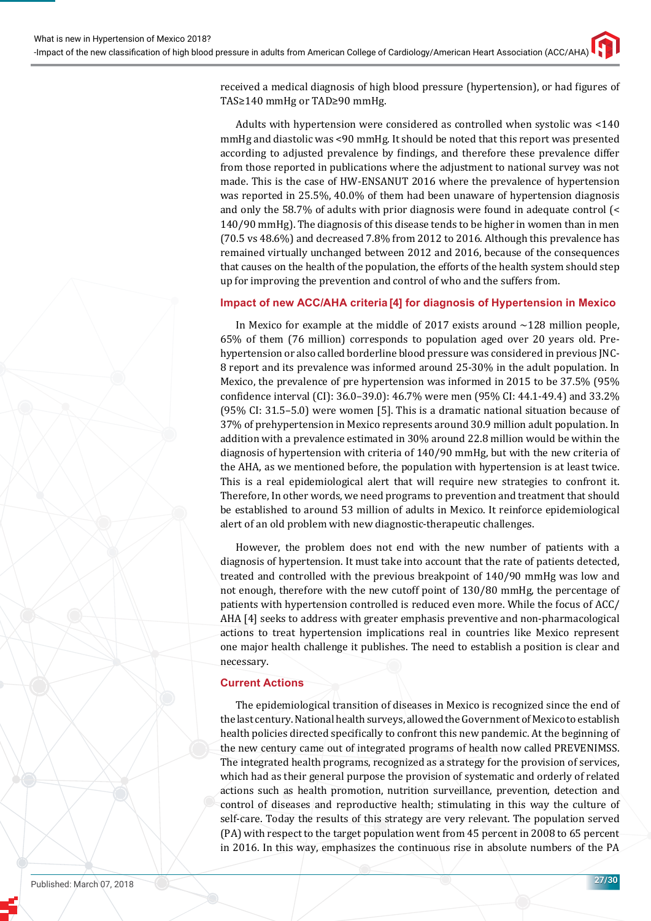received a medical diagnosis of high blood pressure (hypertension), or had figures of TAS≥140 mmHg or TAD≥90 mmHg.

Adults with hypertension were considered as controlled when systolic was <140 mmHg and diastolic was <90 mmHg. It should be noted that this report was presented according to adjusted prevalence by findings, and therefore these prevalence differ from those reported in publications where the adjustment to national survey was not made. This is the case of HW-ENSANUT 2016 where the prevalence of hypertension was reported in 25.5%, 40.0% of them had been unaware of hypertension diagnosis and only the 58.7% of adults with prior diagnosis were found in adequate control (< 140/90 mmHg). The diagnosis of this disease tends to be higher in women than in men (70.5 vs 48.6%) and decreased 7.8% from 2012 to 2016. Although this prevalence has remained virtually unchanged between 2012 and 2016, because of the consequences that causes on the health of the population, the efforts of the health system should step up for improving the prevention and control of who and the suffers from.

### Impact of new ACC/AHA criteria [4] for diagnosis of Hypertension in Mexico

In Mexico for example at the middle of 2017 exists around ~128 million people, 65% of them (76 million) corresponds to population aged over 20 years old. Pre-hypertension or also called borderline blood pressure was considered in previous JNC-8 report and its prevalence was informed around 25-30% in the adult population. In Mexico, the prevalence of pre hypertension was informed in 2015 to be 37.5% (95% confidence interval (CI): 36.0–39.0): 46.7% were men (95% CI: 44.1-49.4) and 33.2% (95% CI: 31.5–5.0) were women [5]. This is a dramatic national situation because of 37% of prehypertension in Mexico represents around 30.9 million adult population. In addition with a prevalence estimated in 30% around 22.8 million would be within the diagnosis of hypertension with criteria of 140/90 mmHg, but with the new criteria of the AHA, as we mentioned before, the population with hypertension is at least twice. This is a real epidemiological alert that will require new strategies to confront it. Therefore, In other words, we need programs to prevention and treatment that should be established to around 53 million of adults in Mexico. It reinforce epidemiological alert of an old problem with new diagnostic-therapeutic challenges.

However, the problem does not end with the new number of patients with a diagnosis of hypertension. It must take into account that the rate of patients detected, treated and controlled with the previous breakpoint of 140/90 mmHg was low and not enough, therefore with the new cutoff point of 130/80 mmHg, the percentage of patients with hypertension controlled is reduced even more. While the focus of ACC/AHA [4] seeks to address with greater emphasis preventive and non-pharmacological actions to treat hypertension implications real in countries like Mexico represent one major health challenge it publishes. The need to establish a position is clear and necessary.

### Current Actions

The epidemiological transition of diseases in Mexico is recognized since the end of the last century. National health surveys, allowed the Government of Mexico to establish health policies directed specifically to confront this new pandemic. At the beginning of the new century came out of integrated programs of health now called PREVENIMSS. The integrated health programs, recognized as a strategy for the provision of services, which had as their general purpose the provision of systematic and orderly of related actions such as health promotion, nutrition surveillance, prevention, detection and control of diseases and reproductive health; stimulating in this way the culture of self-care. Today the results of this strategy are very relevant. The population served (PA) with respect to the target population went from 45 percent in 2008 to 65 percent in 2016. In this way, emphasizes the continuous rise in absolute numbers of the PA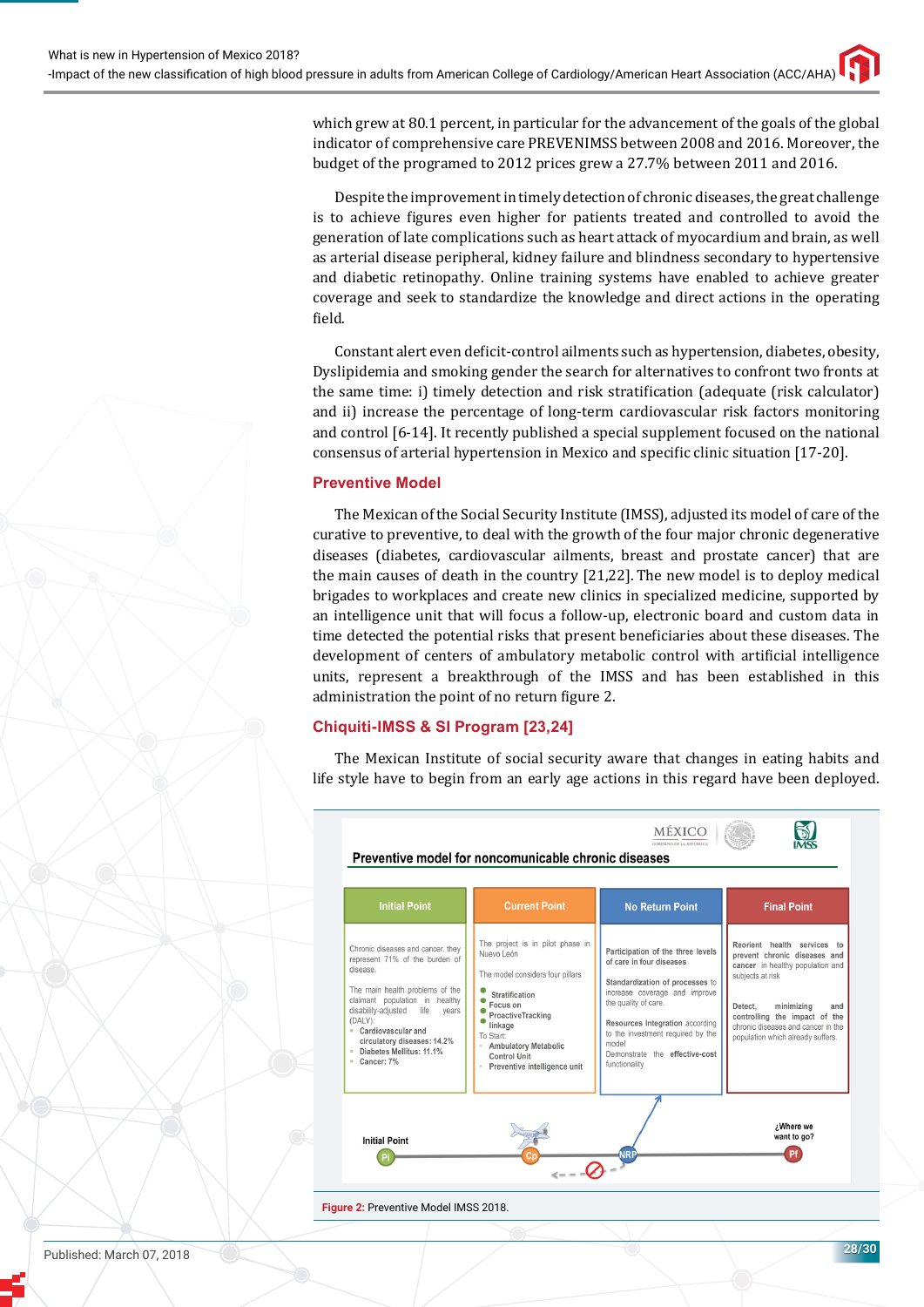which grew at 80.1 percent, in particular for the advancement of the goals of the global indicator of comprehensive care PREVENIMSS between 2008 and 2016. Moreover, the budget of the programed to 2012 prices grew a 27.7% between 2011 and 2016.

Despite the improvement in timely detection of chronic diseases, the great challenge is to achieve figures even higher for patients treated and controlled to avoid the generation of late complications such as heart attack of myocardium and brain, as well as arterial disease peripheral, kidney failure and blindness secondary to hypertensive and diabetic retinopathy. Online training systems have enabled to achieve greater coverage and seek to standardize the knowledge and direct actions in the operating field.

Constant alert even deficit-control ailments such as hypertension, diabetes, obesity, Dyslipidemia and smoking gender the search for alternatives to confront two fronts at the same time: i) timely detection and risk stratification (adequate (risk calculator) and ii) increase the percentage of long-term cardiovascular risk factors monitoring and control [6-14]. It recently published a special supplement focused on the national consensus of arterial hypertension in Mexico and specific clinic situation [17-20].

## Preventive Model

The Mexican of the Social Security Institute (IMSS), adjusted its model of care of the curative to preventive, to deal with the growth of the four major chronic degenerative diseases (diabetes, cardiovascular ailments, breast and prostate cancer) that are the main causes of death in the country [21,22]. The new model is to deploy medical brigades to workplaces and create new clinics in specialized medicine, supported by an intelligence unit that will focus a follow-up, electronic board and custom data in time detected the potential risks that present beneficiaries about these diseases. The development of centers of ambulatory metabolic control with artificial intelligence units, represent a breakthrough of the IMSS and has been established in this administration the point of no return figure 2.

## Chiquiti-IMSS & SI Program [23,24]

The Mexican Institute of social security aware that changes in eating habits and life style have to begin from an early age actions in this regard have been deployed.

**Preventive model for noncomunicable chronic diseases**

| Initial Point | Current Point | No Return Point | Final Point |
|---|---|---|---|
| Chronic diseases and cancer. they represent 71% of the burden of disease. The main health problems of the claimant population in healthy disability-adjusted life years (DALY): • Cardiovascular and circulatory diseases: 14.2% • Diabetes Mellitus: 11.1% • Cancer: 7% | The project is in pilot phase in Nuevo León. The model considers four pillars: • Stratification • Focus on • ProactiveTracking linkage. To Start: • Ambulatory Metabolic Control Unit • Preventive intelligence unit | Participation of the three levels of care in four diseases. Standardization of processes to increase coverage and improve the quality of care. Resources Integration according to the investment required by the model. Demonstrate the effective-cost functionality | Reorient health services to prevent chronic diseases and cancer in healthy population and subjects at risk. Detect, minimizing and controlling the impact of the chronic diseases and cancer in the population which already suffers. |

Initial Point (Pi) — Cp — NRP — Pf (¿Where we want to go?)

**Figure 2:** Preventive Model IMSS 2018.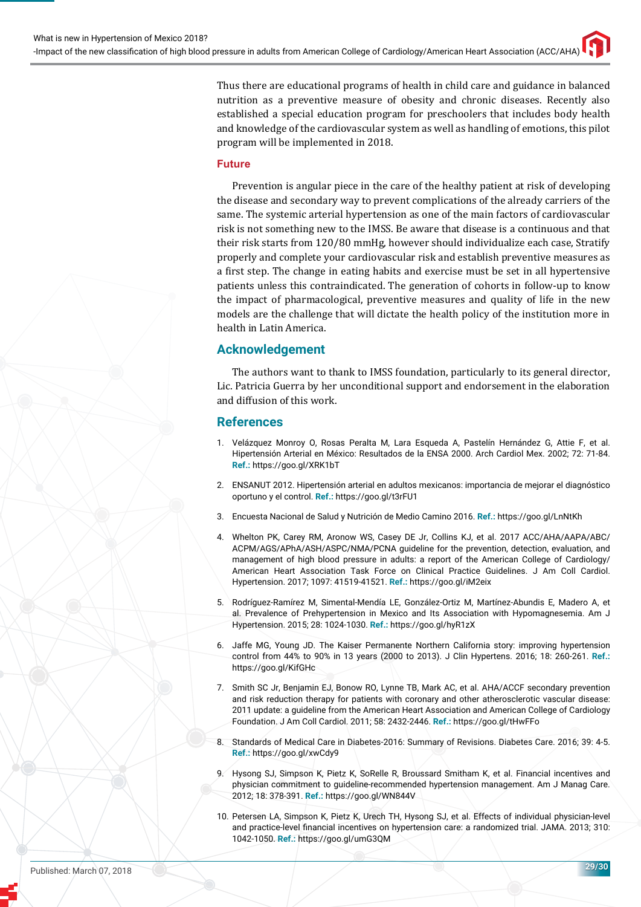Thus there are educational programs of health in child care and guidance in balanced nutrition as a preventive measure of obesity and chronic diseases. Recently also established a special education program for preschoolers that includes body health and knowledge of the cardiovascular system as well as handling of emotions, this pilot program will be implemented in 2018.

### Future

Prevention is angular piece in the care of the healthy patient at risk of developing the disease and secondary way to prevent complications of the already carriers of the same. The systemic arterial hypertension as one of the main factors of cardiovascular risk is not something new to the IMSS. Be aware that disease is a continuous and that their risk starts from 120/80 mmHg, however should individualize each case, Stratify properly and complete your cardiovascular risk and establish preventive measures as a first step. The change in eating habits and exercise must be set in all hypertensive patients unless this contraindicated. The generation of cohorts in follow-up to know the impact of pharmacological, preventive measures and quality of life in the new models are the challenge that will dictate the health policy of the institution more in health in Latin America.

## Acknowledgement

The authors want to thank to IMSS foundation, particularly to its general director, Lic. Patricia Guerra by her unconditional support and endorsement in the elaboration and diffusion of this work.

## References

1. Velázquez Monroy O, Rosas Peralta M, Lara Esqueda A, Pastelín Hernández G, Attie F, et al. Hipertensión Arterial en México: Resultados de la ENSA 2000. Arch Cardiol Mex. 2002; 72: 71-84. **Ref.:** https://goo.gl/XRK1bT
2. ENSANUT 2012. Hipertensión arterial en adultos mexicanos: importancia de mejorar el diagnóstico oportuno y el control. **Ref.:** https://goo.gl/t3rFU1
3. Encuesta Nacional de Salud y Nutrición de Medio Camino 2016. **Ref.:** https://goo.gl/LnNtKh
4. Whelton PK, Carey RM, Aronow WS, Casey DE Jr, Collins KJ, et al. 2017 ACC/AHA/AAPA/ABC/ACPM/AGS/APhA/ASH/ASPC/NMA/PCNA guideline for the prevention, detection, evaluation, and management of high blood pressure in adults: a report of the American College of Cardiology/American Heart Association Task Force on Clinical Practice Guidelines. J Am Coll Cardiol. Hypertension. 2017; 1097: 41519-41521. **Ref.:** https://goo.gl/iM2eix
5. Rodríguez-Ramírez M, Simental-Mendía LE, González-Ortiz M, Martínez-Abundis E, Madero A, et al. Prevalence of Prehypertension in Mexico and Its Association with Hypomagnesemia. Am J Hypertension. 2015; 28: 1024-1030. **Ref.:** https://goo.gl/hyR1zX
6. Jaffe MG, Young JD. The Kaiser Permanente Northern California story: improving hypertension control from 44% to 90% in 13 years (2000 to 2013). J Clin Hypertens. 2016; 18: 260-261. **Ref.:** https://goo.gl/KifGHc
7. Smith SC Jr, Benjamin EJ, Bonow RO, Lynne TB, Mark AC, et al. AHA/ACCF secondary prevention and risk reduction therapy for patients with coronary and other atherosclerotic vascular disease: 2011 update: a guideline from the American Heart Association and American College of Cardiology Foundation. J Am Coll Cardiol. 2011; 58: 2432-2446. **Ref.:** https://goo.gl/tHwFFo
8. Standards of Medical Care in Diabetes-2016: Summary of Revisions. Diabetes Care. 2016; 39: 4-5. **Ref.:** https://goo.gl/xwCdy9
9. Hysong SJ, Simpson K, Pietz K, SoRelle R, Broussard Smitham K, et al. Financial incentives and physician commitment to guideline-recommended hypertension management. Am J Manag Care. 2012; 18: 378-391. **Ref.:** https://goo.gl/WN844V
10. Petersen LA, Simpson K, Pietz K, Urech TH, Hysong SJ, et al. Effects of individual physician-level and practice-level financial incentives on hypertension care: a randomized trial. JAMA. 2013; 310: 1042-1050. **Ref.:** https://goo.gl/umG3QM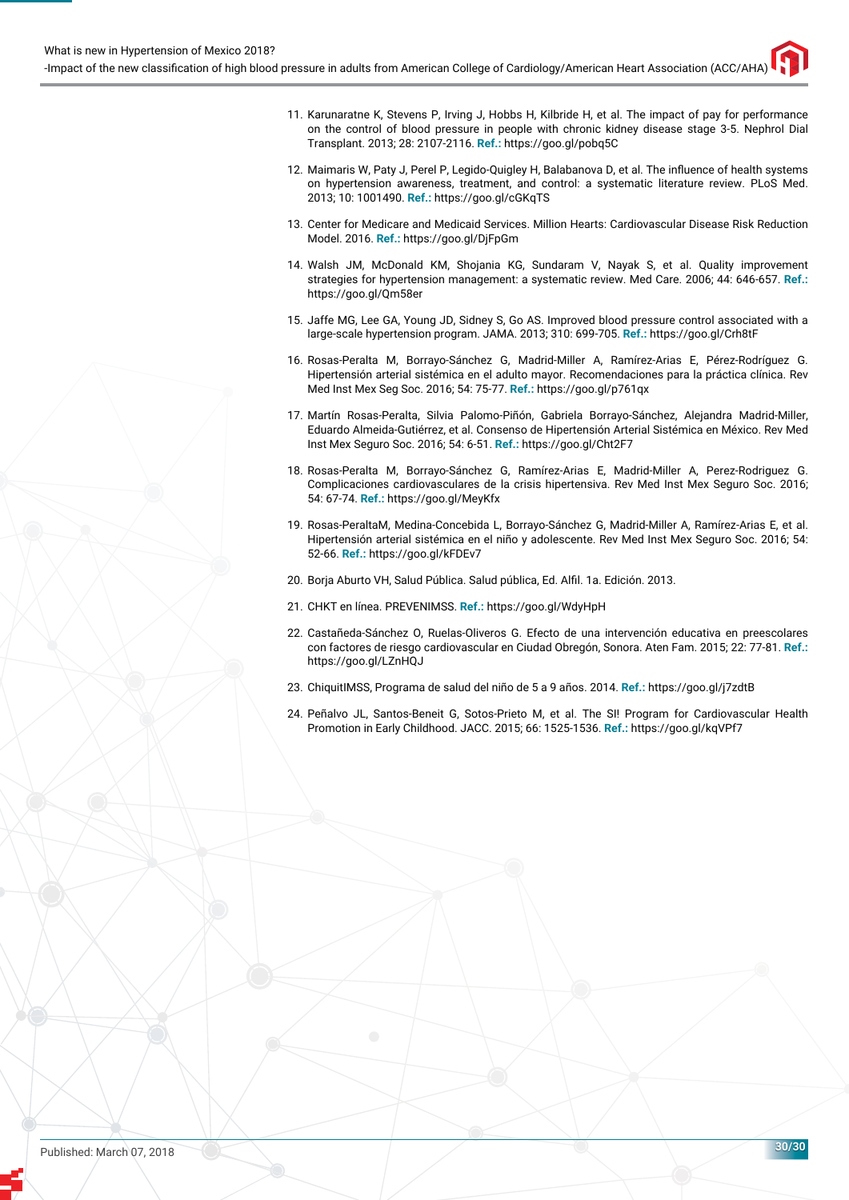11. Karunaratne K, Stevens P, Irving J, Hobbs H, Kilbride H, et al. The impact of pay for performance on the control of blood pressure in people with chronic kidney disease stage 3-5. Nephrol Dial Transplant. 2013; 28: 2107-2116. **Ref.:** https://goo.gl/pobq5C

12. Maimaris W, Paty J, Perel P, Legido-Quigley H, Balabanova D, et al. The influence of health systems on hypertension awareness, treatment, and control: a systematic literature review. PLoS Med. 2013; 10: 1001490. **Ref.:** https://goo.gl/cGKqTS

13. Center for Medicare and Medicaid Services. Million Hearts: Cardiovascular Disease Risk Reduction Model. 2016. **Ref.:** https://goo.gl/DjFpGm

14. Walsh JM, McDonald KM, Shojania KG, Sundaram V, Nayak S, et al. Quality improvement strategies for hypertension management: a systematic review. Med Care. 2006; 44: 646-657. **Ref.:** https://goo.gl/Qm58er

15. Jaffe MG, Lee GA, Young JD, Sidney S, Go AS. Improved blood pressure control associated with a large-scale hypertension program. JAMA. 2013; 310: 699-705. **Ref.:** https://goo.gl/Crh8tF

16. Rosas-Peralta M, Borrayo-Sánchez G, Madrid-Miller A, Ramírez-Arias E, Pérez-Rodríguez G. Hipertensión arterial sistémica en el adulto mayor. Recomendaciones para la práctica clínica. Rev Med Inst Mex Seg Soc. 2016; 54: 75-77. **Ref.:** https://goo.gl/p761qx

17. Martín Rosas-Peralta, Silvia Palomo-Piñón, Gabriela Borrayo-Sánchez, Alejandra Madrid-Miller, Eduardo Almeida-Gutiérrez, et al. Consenso de Hipertensión Arterial Sistémica en México. Rev Med Inst Mex Seguro Soc. 2016; 54: 6-51. **Ref.:** https://goo.gl/Cht2F7

18. Rosas-Peralta M, Borrayo-Sánchez G, Ramírez-Arias E, Madrid-Miller A, Perez-Rodriguez G. Complicaciones cardiovasculares de la crisis hipertensiva. Rev Med Inst Mex Seguro Soc. 2016; 54: 67-74. **Ref.:** https://goo.gl/MeyKfx

19. Rosas-PeraltaM, Medina-Concebida L, Borrayo-Sánchez G, Madrid-Miller A, Ramírez-Arias E, et al. Hipertensión arterial sistémica en el niño y adolescente. Rev Med Inst Mex Seguro Soc. 2016; 54: 52-66. **Ref.:** https://goo.gl/kFDEv7

20. Borja Aburto VH, Salud Pública. Salud pública, Ed. Alfil. 1a. Edición. 2013.

21. CHKT en línea. PREVENIMSS. **Ref.:** https://goo.gl/WdyHpH

22. Castañeda-Sánchez O, Ruelas-Oliveros G. Efecto de una intervención educativa en preescolares con factores de riesgo cardiovascular en Ciudad Obregón, Sonora. Aten Fam. 2015; 22: 77-81. **Ref.:** https://goo.gl/LZnHQJ

23. ChiquitIMSS, Programa de salud del niño de 5 a 9 años. 2014. **Ref.:** https://goo.gl/j7zdtB

24. Peñalvo JL, Santos-Beneit G, Sotos-Prieto M, et al. The SI! Program for Cardiovascular Health Promotion in Early Childhood. JACC. 2015; 66: 1525-1536. **Ref.:** https://goo.gl/kqVPf7